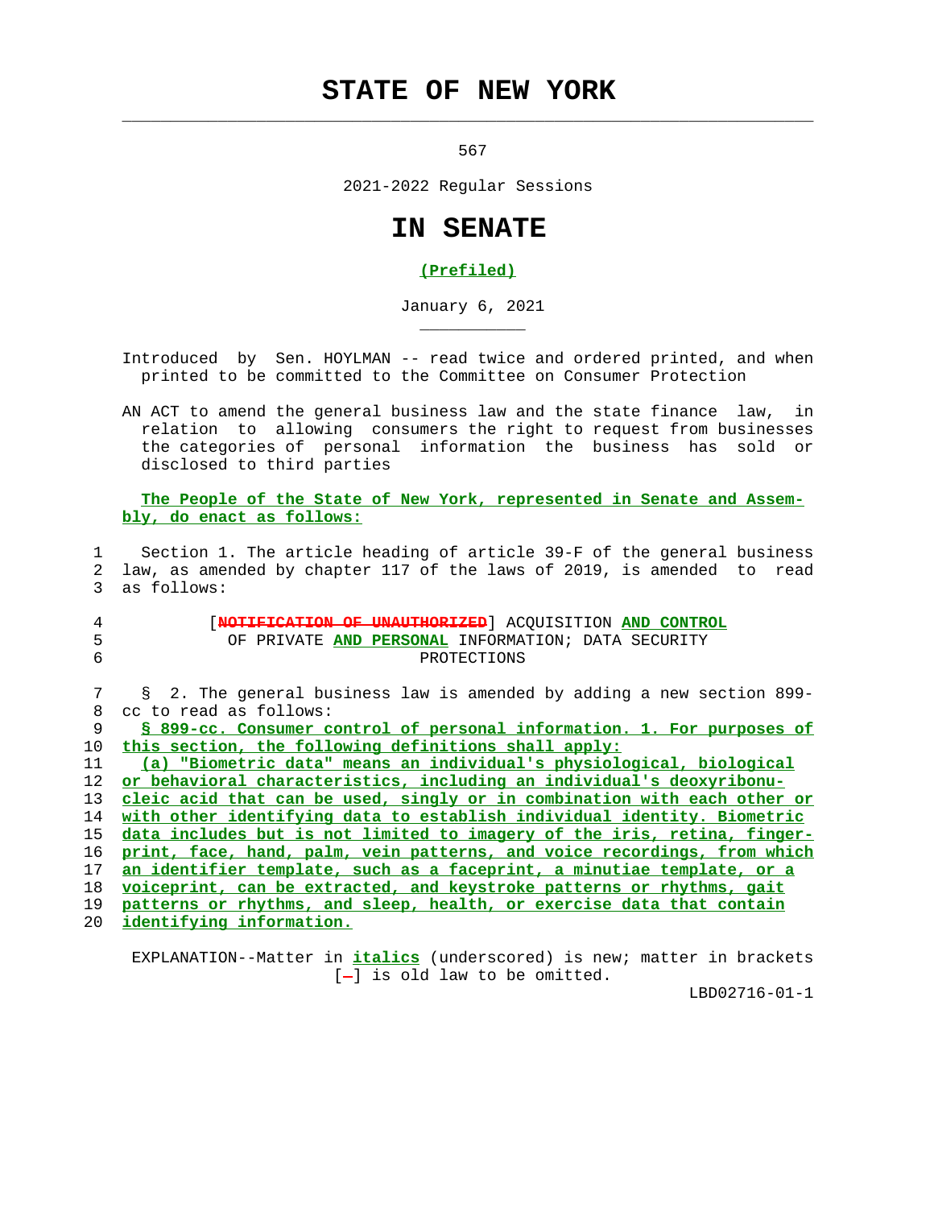# STATE OF NEW YORK

567

2021-2022 Regular Sessions

# IN SENATE

**(Prefiled)**

January 6, 2021

Introduced by Sen. HOYLMAN -- read twice and ordered printed, and when printed to be committed to the Committee on Consumer Protection

AN ACT to amend the general business law and the state finance law, in relation to allowing consumers the right to request from businesses the categories of personal information the business has sold or disclosed to third parties

The People of the State of New York, represented in Senate and Assembly, do enact as follows:

1 Section 1. The article heading of article 39-F of the general business
2 law, as amended by chapter 117 of the laws of 2019, is amended to read
3 as follows:

4 [~~NOTIFICATION OF UNAUTHORIZED~~] ACQUISITION **AND CONTROL**
5 OF PRIVATE **AND PERSONAL** INFORMATION; DATA SECURITY
6 PROTECTIONS

7 § 2. The general business law is amended by adding a new section 899-
8 cc to read as follows:
9 **§ 899-cc. Consumer control of personal information. 1. For purposes of**
10 **this section, the following definitions shall apply:**
11 **(a) "Biometric data" means an individual's physiological, biological**
12 **or behavioral characteristics, including an individual's deoxyribonu-**
13 **cleic acid that can be used, singly or in combination with each other or**
14 **with other identifying data to establish individual identity. Biometric**
15 **data includes but is not limited to imagery of the iris, retina, finger-**
16 **print, face, hand, palm, vein patterns, and voice recordings, from which**
17 **an identifier template, such as a faceprint, a minutiae template, or a**
18 **voiceprint, can be extracted, and keystroke patterns or rhythms, gait**
19 **patterns or rhythms, and sleep, health, or exercise data that contain**
20 **identifying information.**

EXPLANATION--Matter in ***italics*** (underscored) is new; matter in brackets [~~-~~] is old law to be omitted.

LBD02716-01-1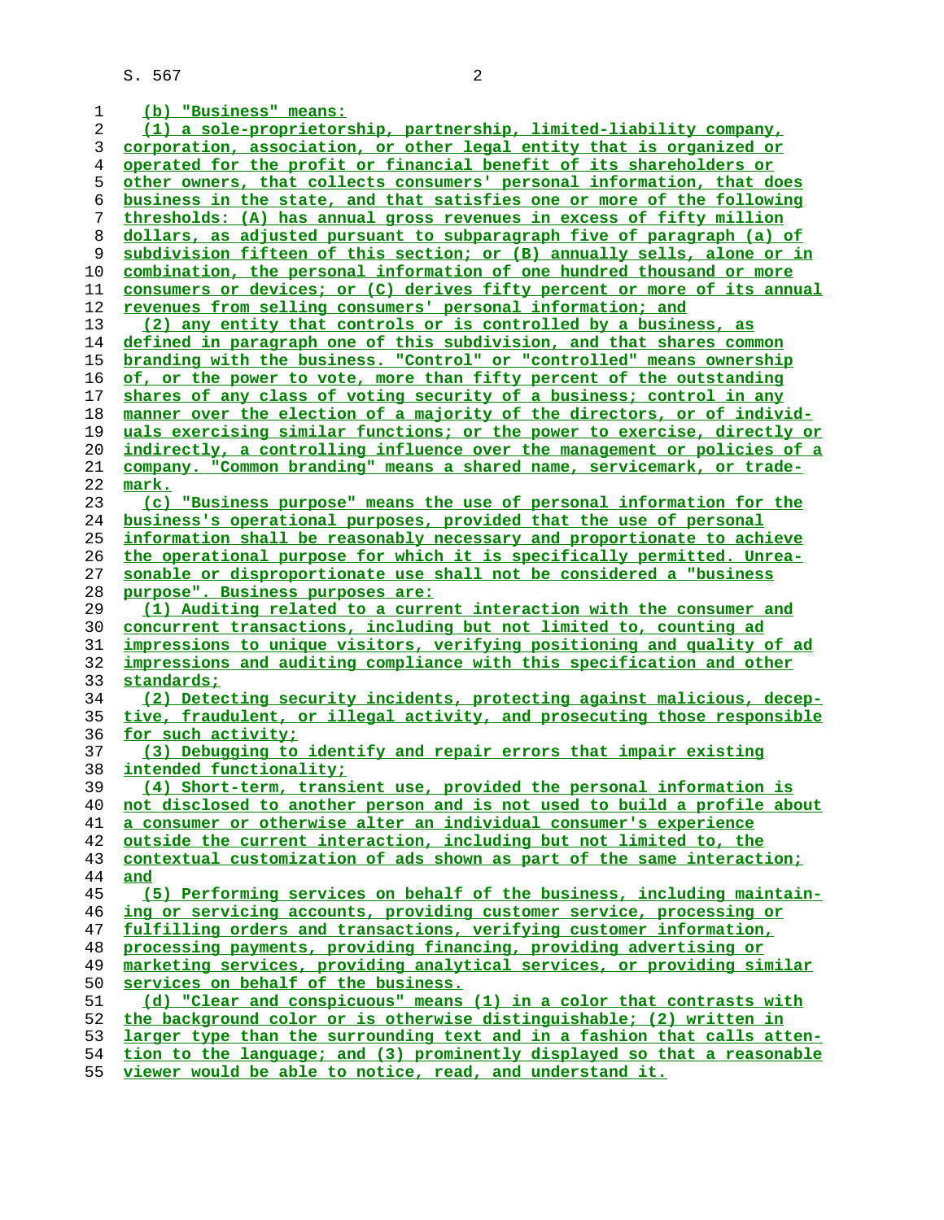(b) "Business" means:

(1) a sole-proprietorship, partnership, limited-liability company, corporation, association, or other legal entity that is organized or operated for the profit or financial benefit of its shareholders or other owners, that collects consumers' personal information, that does business in the state, and that satisfies one or more of the following thresholds: (A) has annual gross revenues in excess of fifty million dollars, as adjusted pursuant to subparagraph five of paragraph (a) of subdivision fifteen of this section; or (B) annually sells, alone or in combination, the personal information of one hundred thousand or more consumers or devices; or (C) derives fifty percent or more of its annual revenues from selling consumers' personal information; and

(2) any entity that controls or is controlled by a business, as defined in paragraph one of this subdivision, and that shares common branding with the business. "Control" or "controlled" means ownership of, or the power to vote, more than fifty percent of the outstanding shares of any class of voting security of a business; control in any manner over the election of a majority of the directors, or of individuals exercising similar functions; or the power to exercise, directly or indirectly, a controlling influence over the management or policies of a company. "Common branding" means a shared name, servicemark, or trademark.

(c) "Business purpose" means the use of personal information for the business's operational purposes, provided that the use of personal information shall be reasonably necessary and proportionate to achieve the operational purpose for which it is specifically permitted. Unreasonable or disproportionate use shall not be considered a "business purpose". Business purposes are:

(1) Auditing related to a current interaction with the consumer and concurrent transactions, including but not limited to, counting ad impressions to unique visitors, verifying positioning and quality of ad impressions and auditing compliance with this specification and other standards;

(2) Detecting security incidents, protecting against malicious, deceptive, fraudulent, or illegal activity, and prosecuting those responsible for such activity;

(3) Debugging to identify and repair errors that impair existing intended functionality;

(4) Short-term, transient use, provided the personal information is not disclosed to another person and is not used to build a profile about a consumer or otherwise alter an individual consumer's experience outside the current interaction, including but not limited to, the contextual customization of ads shown as part of the same interaction; and

(5) Performing services on behalf of the business, including maintaining or servicing accounts, providing customer service, processing or fulfilling orders and transactions, verifying customer information, processing payments, providing financing, providing advertising or marketing services, providing analytical services, or providing similar services on behalf of the business.

(d) "Clear and conspicuous" means (1) in a color that contrasts with the background color or is otherwise distinguishable; (2) written in larger type than the surrounding text and in a fashion that calls attention to the language; and (3) prominently displayed so that a reasonable viewer would be able to notice, read, and understand it.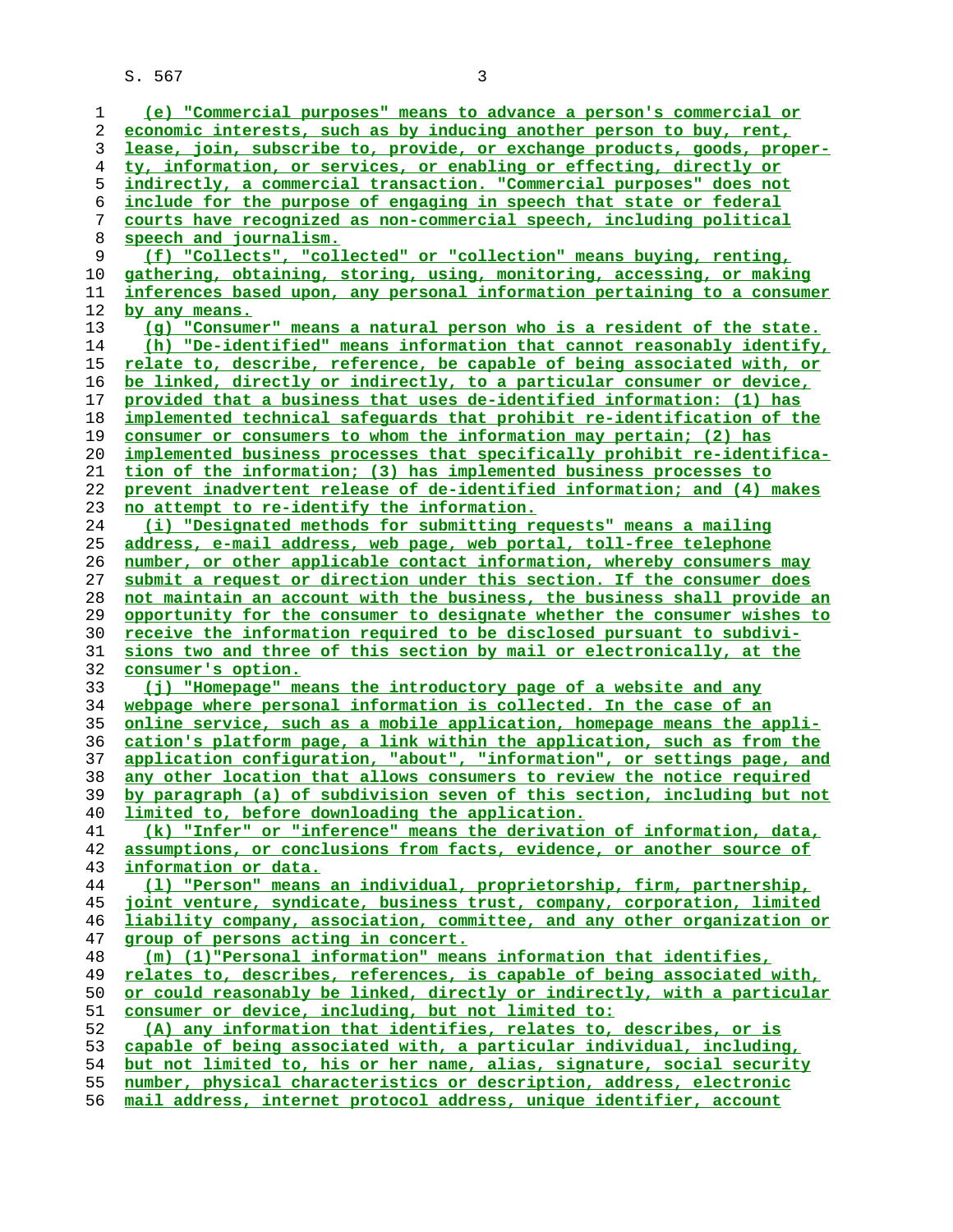(e) "Commercial purposes" means to advance a person's commercial or economic interests, such as by inducing another person to buy, rent, lease, join, subscribe to, provide, or exchange products, goods, property, information, or services, or enabling or effecting, directly or indirectly, a commercial transaction. "Commercial purposes" does not include for the purpose of engaging in speech that state or federal courts have recognized as non-commercial speech, including political speech and journalism.

(f) "Collects", "collected" or "collection" means buying, renting, gathering, obtaining, storing, using, monitoring, accessing, or making inferences based upon, any personal information pertaining to a consumer by any means.

(g) "Consumer" means a natural person who is a resident of the state.

(h) "De-identified" means information that cannot reasonably identify, relate to, describe, reference, be capable of being associated with, or be linked, directly or indirectly, to a particular consumer or device, provided that a business that uses de-identified information: (1) has implemented technical safeguards that prohibit re-identification of the consumer or consumers to whom the information may pertain; (2) has implemented business processes that specifically prohibit re-identification of the information; (3) has implemented business processes to prevent inadvertent release of de-identified information; and (4) makes no attempt to re-identify the information.

(i) "Designated methods for submitting requests" means a mailing address, e-mail address, web page, web portal, toll-free telephone number, or other applicable contact information, whereby consumers may submit a request or direction under this section. If the consumer does not maintain an account with the business, the business shall provide an opportunity for the consumer to designate whether the consumer wishes to receive the information required to be disclosed pursuant to subdivisions two and three of this section by mail or electronically, at the consumer's option.

(j) "Homepage" means the introductory page of a website and any webpage where personal information is collected. In the case of an online service, such as a mobile application, homepage means the application's platform page, a link within the application, such as from the application configuration, "about", "information", or settings page, and any other location that allows consumers to review the notice required by paragraph (a) of subdivision seven of this section, including but not limited to, before downloading the application.

(k) "Infer" or "inference" means the derivation of information, data, assumptions, or conclusions from facts, evidence, or another source of information or data.

(l) "Person" means an individual, proprietorship, firm, partnership, joint venture, syndicate, business trust, company, corporation, limited liability company, association, committee, and any other organization or group of persons acting in concert.

(m) (1)"Personal information" means information that identifies, relates to, describes, references, is capable of being associated with, or could reasonably be linked, directly or indirectly, with a particular consumer or device, including, but not limited to:

(A) any information that identifies, relates to, describes, or is capable of being associated with, a particular individual, including, but not limited to, his or her name, alias, signature, social security number, physical characteristics or description, address, electronic mail address, internet protocol address, unique identifier, account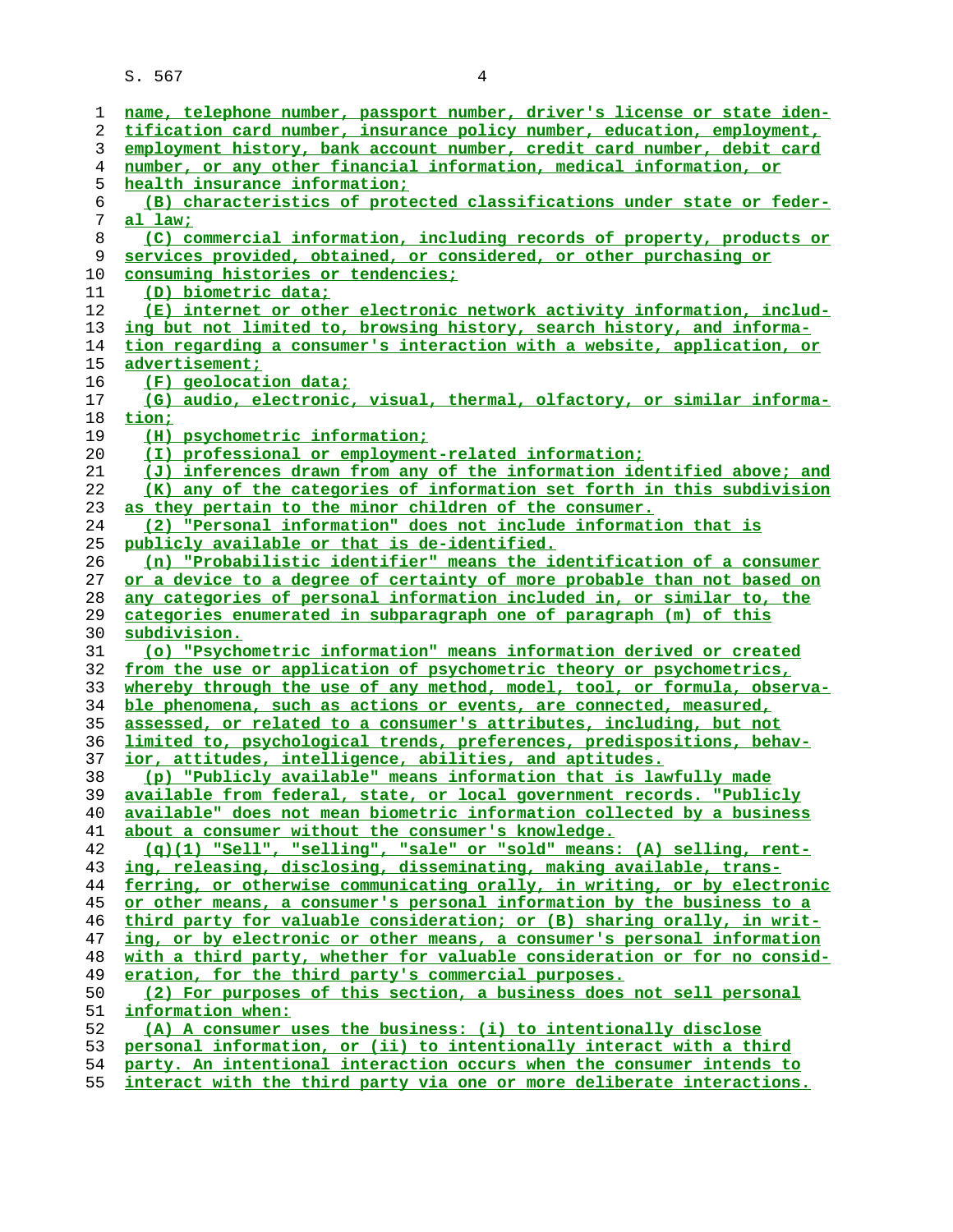name, telephone number, passport number, driver's license or state identification card number, insurance policy number, education, employment, employment history, bank account number, credit card number, debit card number, or any other financial information, medical information, or health insurance information;

(B) characteristics of protected classifications under state or federal law;

(C) commercial information, including records of property, products or services provided, obtained, or considered, or other purchasing or consuming histories or tendencies;

(D) biometric data;

(E) internet or other electronic network activity information, including but not limited to, browsing history, search history, and information regarding a consumer's interaction with a website, application, or advertisement;

(F) geolocation data;

(G) audio, electronic, visual, thermal, olfactory, or similar information;

(H) psychometric information;

(I) professional or employment-related information;

(J) inferences drawn from any of the information identified above; and

(K) any of the categories of information set forth in this subdivision as they pertain to the minor children of the consumer.

(2) "Personal information" does not include information that is publicly available or that is de-identified.

(n) "Probabilistic identifier" means the identification of a consumer or a device to a degree of certainty of more probable than not based on any categories of personal information included in, or similar to, the categories enumerated in subparagraph one of paragraph (m) of this subdivision.

(o) "Psychometric information" means information derived or created from the use or application of psychometric theory or psychometrics, whereby through the use of any method, model, tool, or formula, observable phenomena, such as actions or events, are connected, measured, assessed, or related to a consumer's attributes, including, but not limited to, psychological trends, preferences, predispositions, behavior, attitudes, intelligence, abilities, and aptitudes.

(p) "Publicly available" means information that is lawfully made available from federal, state, or local government records. "Publicly available" does not mean biometric information collected by a business about a consumer without the consumer's knowledge.

(q)(1) "Sell", "selling", "sale" or "sold" means: (A) selling, renting, releasing, disclosing, disseminating, making available, transferring, or otherwise communicating orally, in writing, or by electronic or other means, a consumer's personal information by the business to a third party for valuable consideration; or (B) sharing orally, in writing, or by electronic or other means, a consumer's personal information with a third party, whether for valuable consideration or for no consideration, for the third party's commercial purposes.

(2) For purposes of this section, a business does not sell personal information when:

(A) A consumer uses the business: (i) to intentionally disclose personal information, or (ii) to intentionally interact with a third party. An intentional interaction occurs when the consumer intends to interact with the third party via one or more deliberate interactions.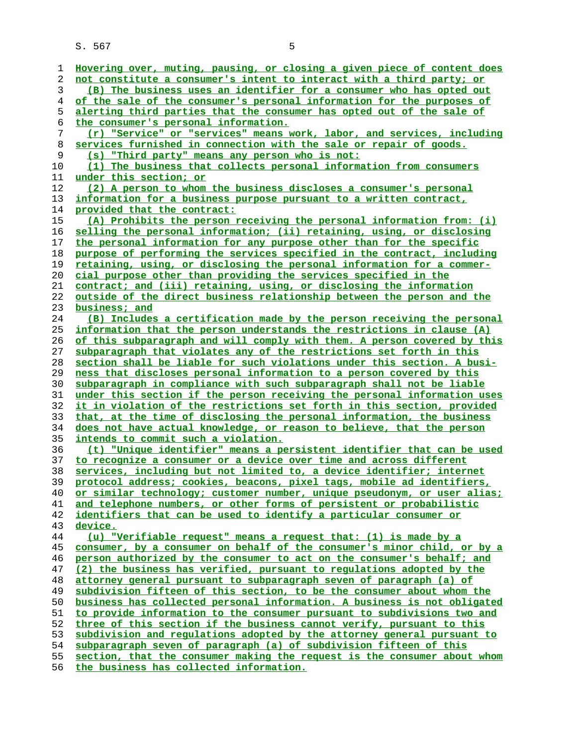Hovering over, muting, pausing, or closing a given piece of content does not constitute a consumer's intent to interact with a third party; or

(B) The business uses an identifier for a consumer who has opted out of the sale of the consumer's personal information for the purposes of alerting third parties that the consumer has opted out of the sale of the consumer's personal information.

(r) "Service" or "services" means work, labor, and services, including services furnished in connection with the sale or repair of goods.

(s) "Third party" means any person who is not:

(1) The business that collects personal information from consumers under this section; or

(2) A person to whom the business discloses a consumer's personal information for a business purpose pursuant to a written contract, provided that the contract:

(A) Prohibits the person receiving the personal information from: (i) selling the personal information; (ii) retaining, using, or disclosing the personal information for any purpose other than for the specific purpose of performing the services specified in the contract, including retaining, using, or disclosing the personal information for a commercial purpose other than providing the services specified in the contract; and (iii) retaining, using, or disclosing the information outside of the direct business relationship between the person and the business; and

(B) Includes a certification made by the person receiving the personal information that the person understands the restrictions in clause (A) of this subparagraph and will comply with them. A person covered by this subparagraph that violates any of the restrictions set forth in this section shall be liable for such violations under this section. A business that discloses personal information to a person covered by this subparagraph in compliance with such subparagraph shall not be liable under this section if the person receiving the personal information uses it in violation of the restrictions set forth in this section, provided that, at the time of disclosing the personal information, the business does not have actual knowledge, or reason to believe, that the person intends to commit such a violation.

(t) "Unique identifier" means a persistent identifier that can be used to recognize a consumer or a device over time and across different services, including but not limited to, a device identifier; internet protocol address; cookies, beacons, pixel tags, mobile ad identifiers, or similar technology; customer number, unique pseudonym, or user alias; and telephone numbers, or other forms of persistent or probabilistic identifiers that can be used to identify a particular consumer or device.

(u) "Verifiable request" means a request that: (1) is made by a consumer, by a consumer on behalf of the consumer's minor child, or by a person authorized by the consumer to act on the consumer's behalf; and (2) the business has verified, pursuant to regulations adopted by the attorney general pursuant to subparagraph seven of paragraph (a) of subdivision fifteen of this section, to be the consumer about whom the business has collected personal information. A business is not obligated to provide information to the consumer pursuant to subdivisions two and three of this section if the business cannot verify, pursuant to this subdivision and regulations adopted by the attorney general pursuant to subparagraph seven of paragraph (a) of subdivision fifteen of this section, that the consumer making the request is the consumer about whom the business has collected information.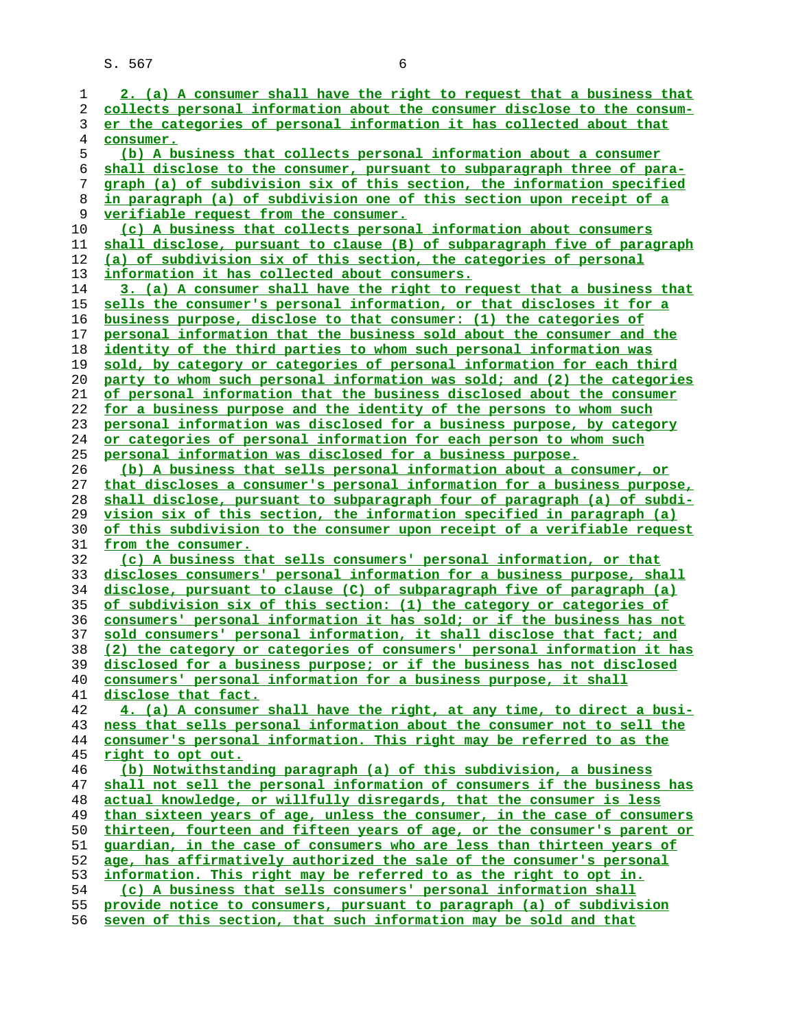2. (a) A consumer shall have the right to request that a business that collects personal information about the consumer disclose to the consumer the categories of personal information it has collected about that consumer.

(b) A business that collects personal information about a consumer shall disclose to the consumer, pursuant to subparagraph three of paragraph (a) of subdivision six of this section, the information specified in paragraph (a) of subdivision one of this section upon receipt of a verifiable request from the consumer.

(c) A business that collects personal information about consumers shall disclose, pursuant to clause (B) of subparagraph five of paragraph (a) of subdivision six of this section, the categories of personal information it has collected about consumers.

3. (a) A consumer shall have the right to request that a business that sells the consumer's personal information, or that discloses it for a business purpose, disclose to that consumer: (1) the categories of personal information that the business sold about the consumer and the identity of the third parties to whom such personal information was sold, by category or categories of personal information for each third party to whom such personal information was sold; and (2) the categories of personal information that the business disclosed about the consumer for a business purpose and the identity of the persons to whom such personal information was disclosed for a business purpose, by category or categories of personal information for each person to whom such personal information was disclosed for a business purpose.

(b) A business that sells personal information about a consumer, or that discloses a consumer's personal information for a business purpose, shall disclose, pursuant to subparagraph four of paragraph (a) of subdivision six of this section, the information specified in paragraph (a) of this subdivision to the consumer upon receipt of a verifiable request from the consumer.

(c) A business that sells consumers' personal information, or that discloses consumers' personal information for a business purpose, shall disclose, pursuant to clause (C) of subparagraph five of paragraph (a) of subdivision six of this section: (1) the category or categories of consumers' personal information it has sold; or if the business has not sold consumers' personal information, it shall disclose that fact; and (2) the category or categories of consumers' personal information it has disclosed for a business purpose; or if the business has not disclosed consumers' personal information for a business purpose, it shall disclose that fact.

4. (a) A consumer shall have the right, at any time, to direct a business that sells personal information about the consumer not to sell the consumer's personal information. This right may be referred to as the right to opt out.

(b) Notwithstanding paragraph (a) of this subdivision, a business shall not sell the personal information of consumers if the business has actual knowledge, or willfully disregards, that the consumer is less than sixteen years of age, unless the consumer, in the case of consumers thirteen, fourteen and fifteen years of age, or the consumer's parent or guardian, in the case of consumers who are less than thirteen years of age, has affirmatively authorized the sale of the consumer's personal information. This right may be referred to as the right to opt in.

(c) A business that sells consumers' personal information shall provide notice to consumers, pursuant to paragraph (a) of subdivision seven of this section, that such information may be sold and that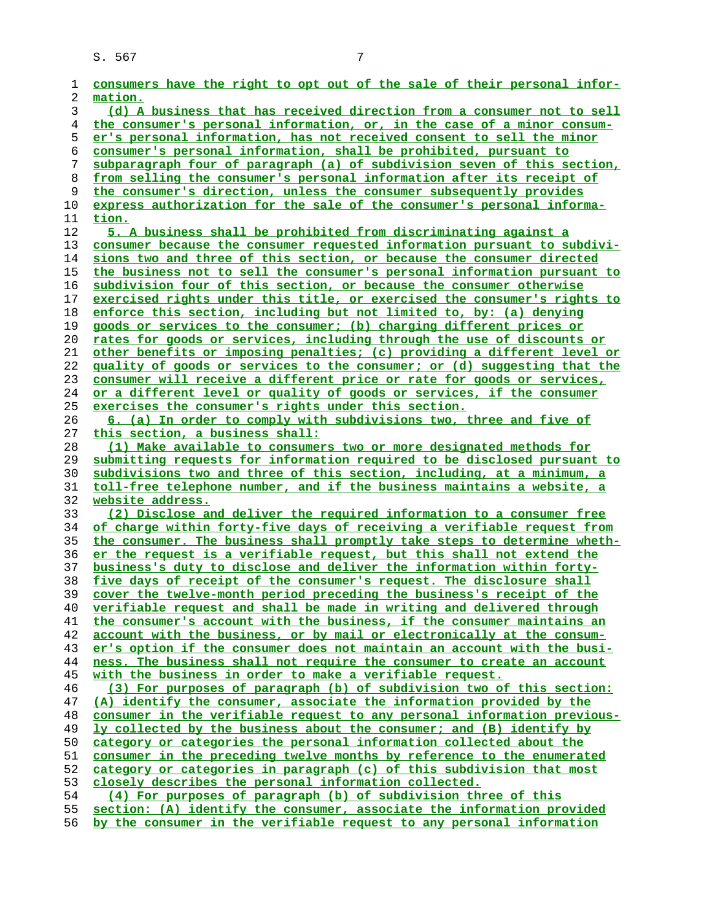consumers have the right to opt out of the sale of their personal information.

(d) A business that has received direction from a consumer not to sell the consumer's personal information, or, in the case of a minor consumer's personal information, has not received consent to sell the minor consumer's personal information, shall be prohibited, pursuant to subparagraph four of paragraph (a) of subdivision seven of this section, from selling the consumer's personal information after its receipt of the consumer's direction, unless the consumer subsequently provides express authorization for the sale of the consumer's personal information.

5. A business shall be prohibited from discriminating against a consumer because the consumer requested information pursuant to subdivisions two and three of this section, or because the consumer directed the business not to sell the consumer's personal information pursuant to subdivision four of this section, or because the consumer otherwise exercised rights under this title, or exercised the consumer's rights to enforce this section, including but not limited to, by: (a) denying goods or services to the consumer; (b) charging different prices or rates for goods or services, including through the use of discounts or other benefits or imposing penalties; (c) providing a different level or quality of goods or services to the consumer; or (d) suggesting that the consumer will receive a different price or rate for goods or services, or a different level or quality of goods or services, if the consumer exercises the consumer's rights under this section.

6. (a) In order to comply with subdivisions two, three and five of this section, a business shall:

(1) Make available to consumers two or more designated methods for submitting requests for information required to be disclosed pursuant to subdivisions two and three of this section, including, at a minimum, a toll-free telephone number, and if the business maintains a website, a website address.

(2) Disclose and deliver the required information to a consumer free of charge within forty-five days of receiving a verifiable request from the consumer. The business shall promptly take steps to determine whether the request is a verifiable request, but this shall not extend the business's duty to disclose and deliver the information within forty-five days of receipt of the consumer's request. The disclosure shall cover the twelve-month period preceding the business's receipt of the verifiable request and shall be made in writing and delivered through the consumer's account with the business, if the consumer maintains an account with the business, or by mail or electronically at the consumer's option if the consumer does not maintain an account with the business. The business shall not require the consumer to create an account with the business in order to make a verifiable request.

(3) For purposes of paragraph (b) of subdivision two of this section: (A) identify the consumer, associate the information provided by the consumer in the verifiable request to any personal information previously collected by the business about the consumer; and (B) identify by category or categories the personal information collected about the consumer in the preceding twelve months by reference to the enumerated category or categories in paragraph (c) of this subdivision that most closely describes the personal information collected.

(4) For purposes of paragraph (b) of subdivision three of this section: (A) identify the consumer, associate the information provided by the consumer in the verifiable request to any personal information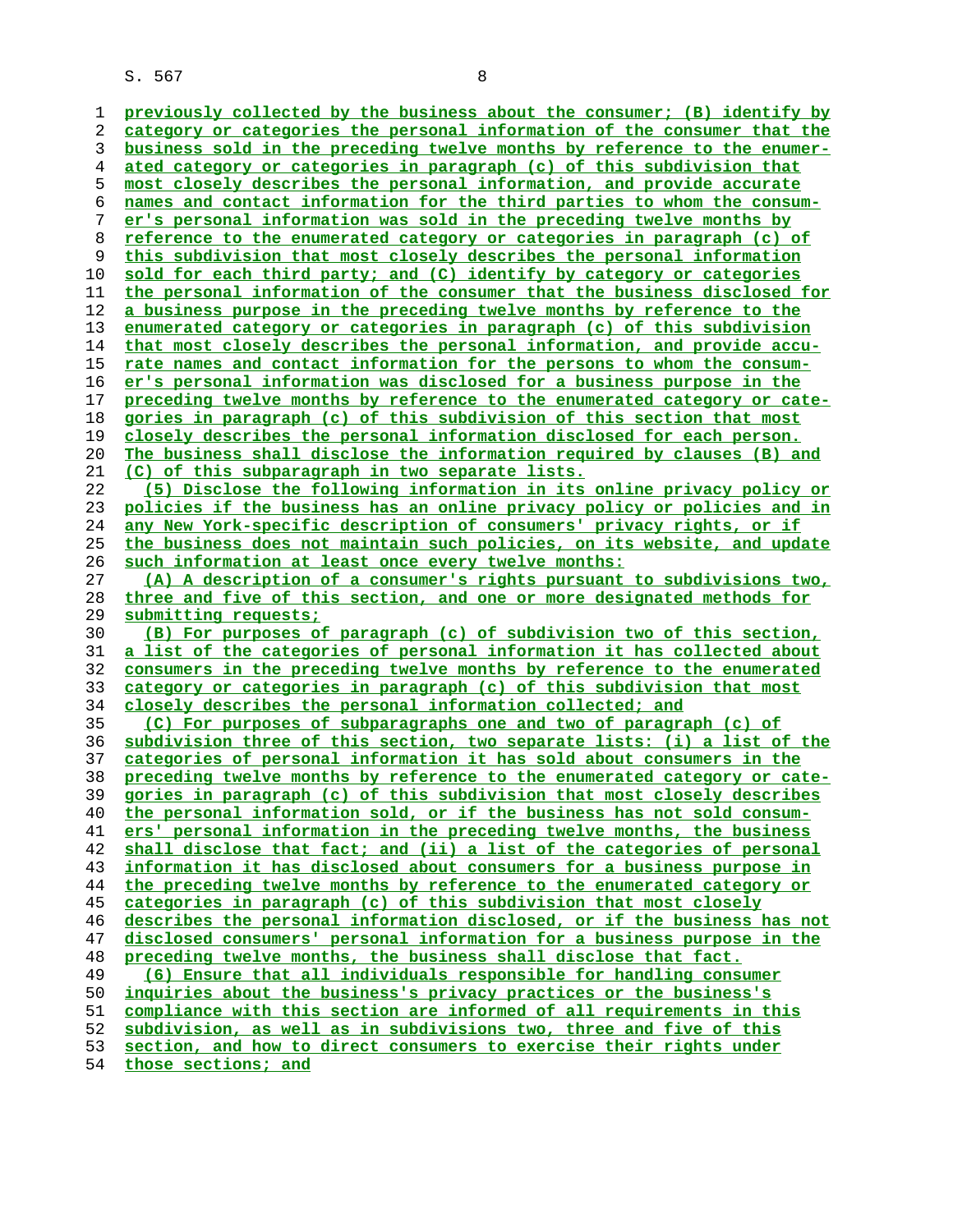previously collected by the business about the consumer; (B) identify by category or categories the personal information of the consumer that the business sold in the preceding twelve months by reference to the enumerated category or categories in paragraph (c) of this subdivision that most closely describes the personal information, and provide accurate names and contact information for the third parties to whom the consumer's personal information was sold in the preceding twelve months by reference to the enumerated category or categories in paragraph (c) of this subdivision that most closely describes the personal information sold for each third party; and (C) identify by category or categories the personal information of the consumer that the business disclosed for a business purpose in the preceding twelve months by reference to the enumerated category or categories in paragraph (c) of this subdivision that most closely describes the personal information, and provide accurate names and contact information for the persons to whom the consumer's personal information was disclosed for a business purpose in the preceding twelve months by reference to the enumerated category or categories in paragraph (c) of this subdivision of this section that most closely describes the personal information disclosed for each person. The business shall disclose the information required by clauses (B) and (C) of this subparagraph in two separate lists.

(5) Disclose the following information in its online privacy policy or policies if the business has an online privacy policy or policies and in any New York-specific description of consumers' privacy rights, or if the business does not maintain such policies, on its website, and update such information at least once every twelve months:

(A) A description of a consumer's rights pursuant to subdivisions two, three and five of this section, and one or more designated methods for submitting requests;

(B) For purposes of paragraph (c) of subdivision two of this section, a list of the categories of personal information it has collected about consumers in the preceding twelve months by reference to the enumerated category or categories in paragraph (c) of this subdivision that most closely describes the personal information collected; and

(C) For purposes of subparagraphs one and two of paragraph (c) of subdivision three of this section, two separate lists: (i) a list of the categories of personal information it has sold about consumers in the preceding twelve months by reference to the enumerated category or categories in paragraph (c) of this subdivision that most closely describes the personal information sold, or if the business has not sold consumers' personal information in the preceding twelve months, the business shall disclose that fact; and (ii) a list of the categories of personal information it has disclosed about consumers for a business purpose in the preceding twelve months by reference to the enumerated category or categories in paragraph (c) of this subdivision that most closely describes the personal information disclosed, or if the business has not disclosed consumers' personal information for a business purpose in the preceding twelve months, the business shall disclose that fact.

(6) Ensure that all individuals responsible for handling consumer inquiries about the business's privacy practices or the business's compliance with this section are informed of all requirements in this subdivision, as well as in subdivisions two, three and five of this section, and how to direct consumers to exercise their rights under those sections; and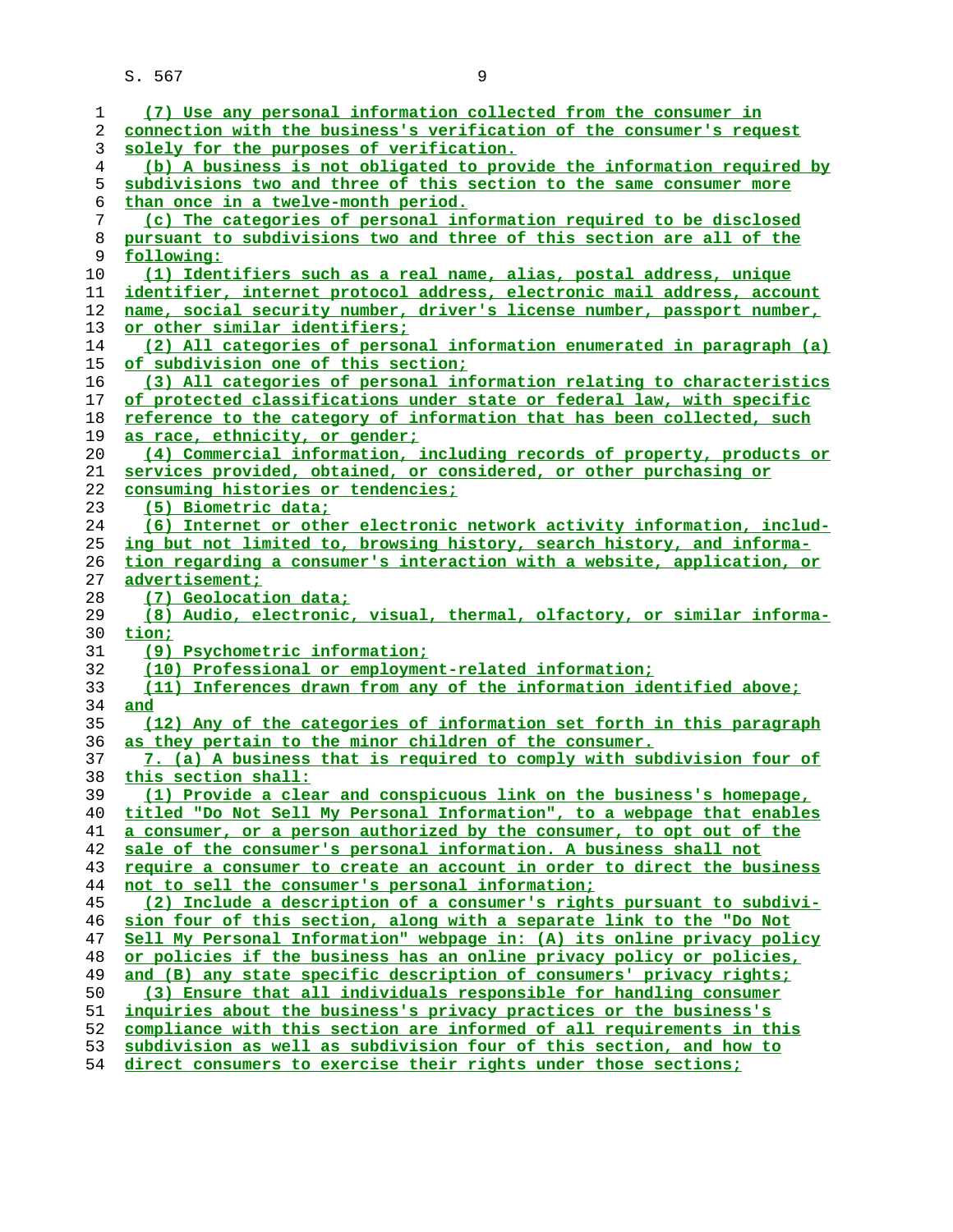(7) Use any personal information collected from the consumer in connection with the business's verification of the consumer's request solely for the purposes of verification.

(b) A business is not obligated to provide the information required by subdivisions two and three of this section to the same consumer more than once in a twelve-month period.

(c) The categories of personal information required to be disclosed pursuant to subdivisions two and three of this section are all of the following:

(1) Identifiers such as a real name, alias, postal address, unique identifier, internet protocol address, electronic mail address, account name, social security number, driver's license number, passport number, or other similar identifiers;

(2) All categories of personal information enumerated in paragraph (a) of subdivision one of this section;

(3) All categories of personal information relating to characteristics of protected classifications under state or federal law, with specific reference to the category of information that has been collected, such as race, ethnicity, or gender;

(4) Commercial information, including records of property, products or services provided, obtained, or considered, or other purchasing or consuming histories or tendencies;

(5) Biometric data;

(6) Internet or other electronic network activity information, including but not limited to, browsing history, search history, and information regarding a consumer's interaction with a website, application, or advertisement;

(7) Geolocation data;

(8) Audio, electronic, visual, thermal, olfactory, or similar information;

(9) Psychometric information;

(10) Professional or employment-related information;

(11) Inferences drawn from any of the information identified above; and

(12) Any of the categories of information set forth in this paragraph as they pertain to the minor children of the consumer.

7. (a) A business that is required to comply with subdivision four of this section shall:

(1) Provide a clear and conspicuous link on the business's homepage, titled "Do Not Sell My Personal Information", to a webpage that enables a consumer, or a person authorized by the consumer, to opt out of the sale of the consumer's personal information. A business shall not require a consumer to create an account in order to direct the business not to sell the consumer's personal information;

(2) Include a description of a consumer's rights pursuant to subdivision four of this section, along with a separate link to the "Do Not Sell My Personal Information" webpage in: (A) its online privacy policy or policies if the business has an online privacy policy or policies, and (B) any state specific description of consumers' privacy rights;

(3) Ensure that all individuals responsible for handling consumer inquiries about the business's privacy practices or the business's compliance with this section are informed of all requirements in this subdivision as well as subdivision four of this section, and how to direct consumers to exercise their rights under those sections;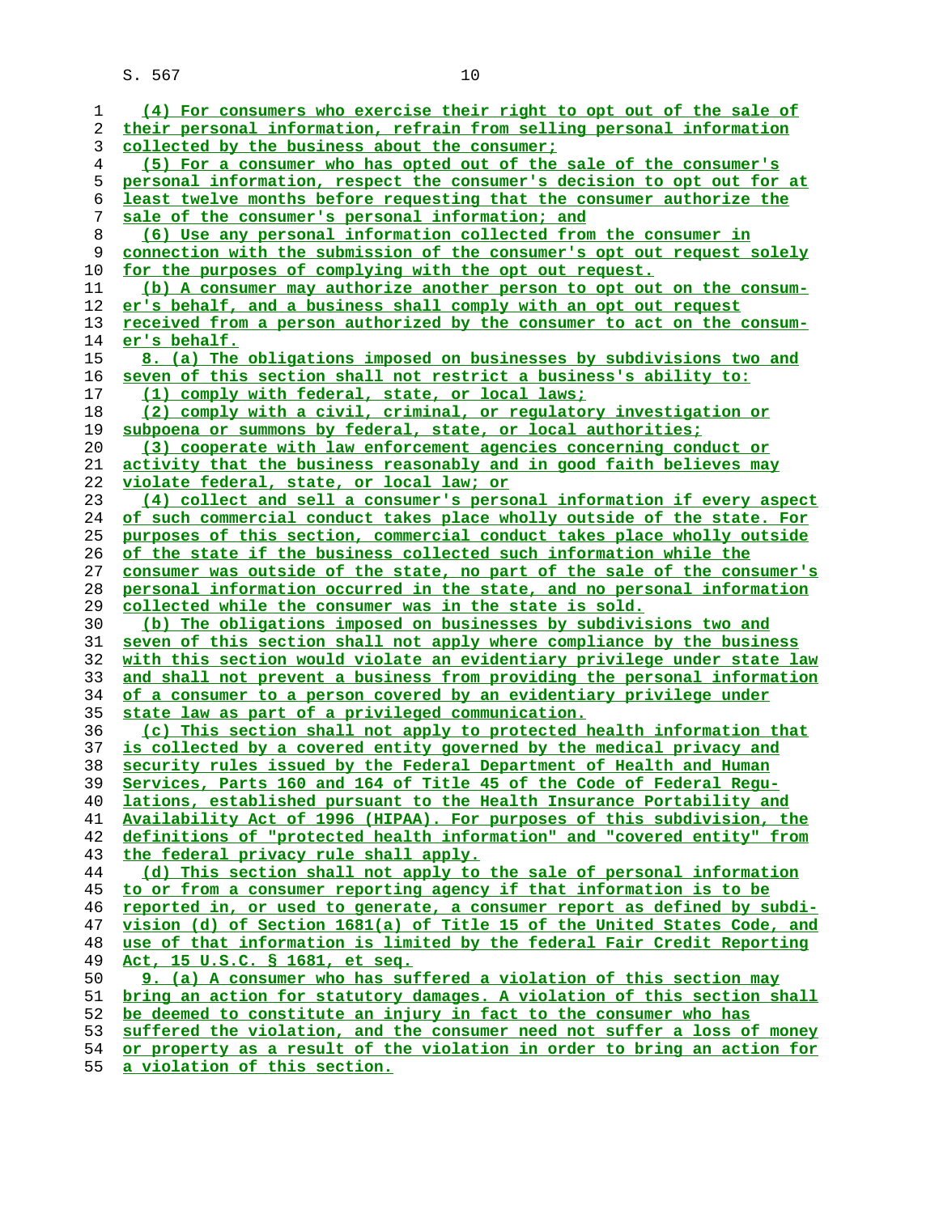(4) For consumers who exercise their right to opt out of the sale of their personal information, refrain from selling personal information collected by the business about the consumer;

(5) For a consumer who has opted out of the sale of the consumer's personal information, respect the consumer's decision to opt out for at least twelve months before requesting that the consumer authorize the sale of the consumer's personal information; and

(6) Use any personal information collected from the consumer in connection with the submission of the consumer's opt out request solely for the purposes of complying with the opt out request.

(b) A consumer may authorize another person to opt out on the consumer's behalf, and a business shall comply with an opt out request received from a person authorized by the consumer to act on the consumer's behalf.

8. (a) The obligations imposed on businesses by subdivisions two and seven of this section shall not restrict a business's ability to:

(1) comply with federal, state, or local laws;

(2) comply with a civil, criminal, or regulatory investigation or subpoena or summons by federal, state, or local authorities;

(3) cooperate with law enforcement agencies concerning conduct or activity that the business reasonably and in good faith believes may violate federal, state, or local law; or

(4) collect and sell a consumer's personal information if every aspect of such commercial conduct takes place wholly outside of the state. For purposes of this section, commercial conduct takes place wholly outside of the state if the business collected such information while the consumer was outside of the state, no part of the sale of the consumer's personal information occurred in the state, and no personal information collected while the consumer was in the state is sold.

(b) The obligations imposed on businesses by subdivisions two and seven of this section shall not apply where compliance by the business with this section would violate an evidentiary privilege under state law and shall not prevent a business from providing the personal information of a consumer to a person covered by an evidentiary privilege under state law as part of a privileged communication.

(c) This section shall not apply to protected health information that is collected by a covered entity governed by the medical privacy and security rules issued by the Federal Department of Health and Human Services, Parts 160 and 164 of Title 45 of the Code of Federal Regulations, established pursuant to the Health Insurance Portability and Availability Act of 1996 (HIPAA). For purposes of this subdivision, the definitions of "protected health information" and "covered entity" from the federal privacy rule shall apply.

(d) This section shall not apply to the sale of personal information to or from a consumer reporting agency if that information is to be reported in, or used to generate, a consumer report as defined by subdivision (d) of Section 1681(a) of Title 15 of the United States Code, and use of that information is limited by the federal Fair Credit Reporting Act, 15 U.S.C. § 1681, et seq.

9. (a) A consumer who has suffered a violation of this section may bring an action for statutory damages. A violation of this section shall be deemed to constitute an injury in fact to the consumer who has suffered the violation, and the consumer need not suffer a loss of money or property as a result of the violation in order to bring an action for a violation of this section.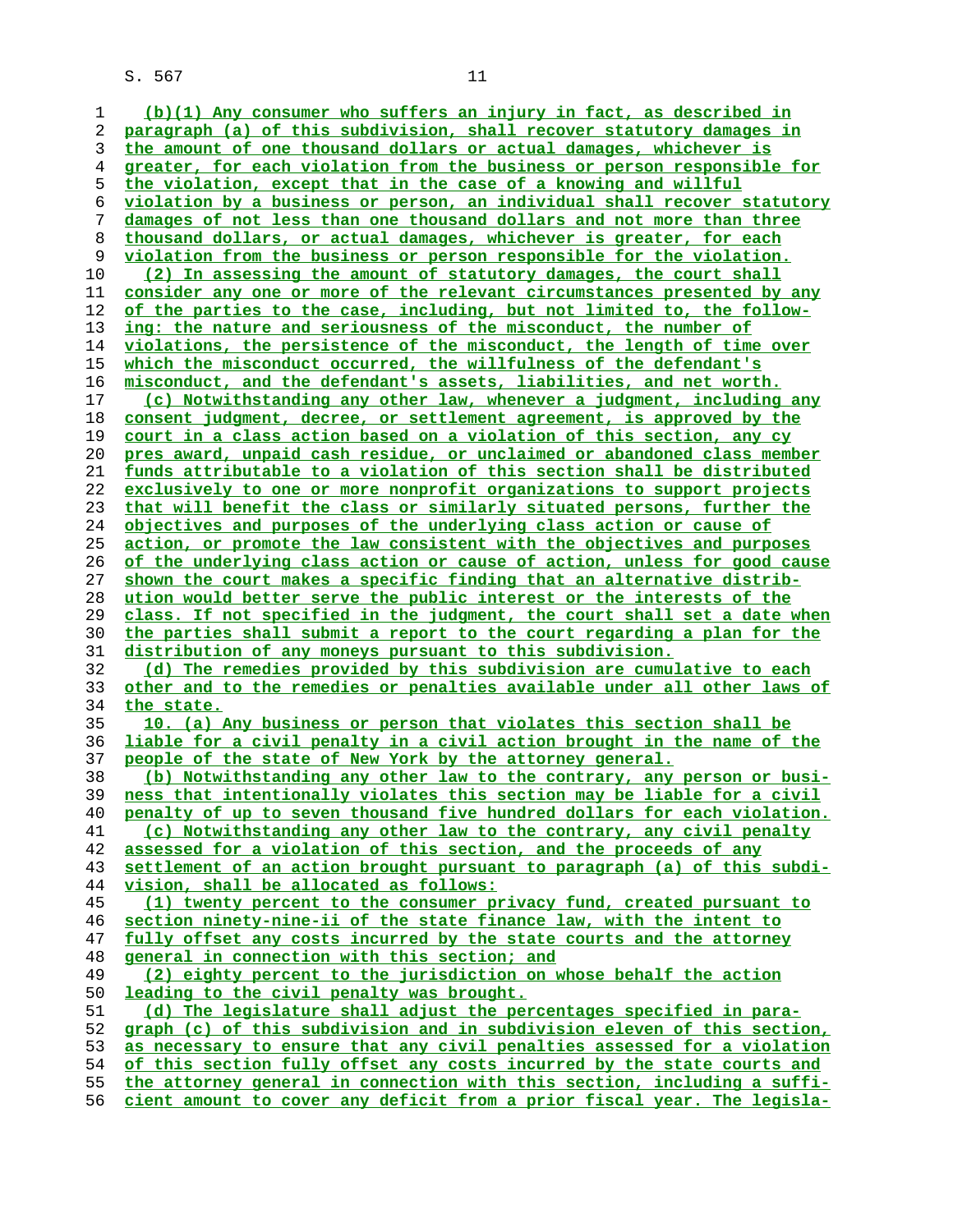(b)(1) Any consumer who suffers an injury in fact, as described in paragraph (a) of this subdivision, shall recover statutory damages in the amount of one thousand dollars or actual damages, whichever is greater, for each violation from the business or person responsible for the violation, except that in the case of a knowing and willful violation by a business or person, an individual shall recover statutory damages of not less than one thousand dollars and not more than three thousand dollars, or actual damages, whichever is greater, for each violation from the business or person responsible for the violation.

(2) In assessing the amount of statutory damages, the court shall consider any one or more of the relevant circumstances presented by any of the parties to the case, including, but not limited to, the following: the nature and seriousness of the misconduct, the number of violations, the persistence of the misconduct, the length of time over which the misconduct occurred, the willfulness of the defendant's misconduct, and the defendant's assets, liabilities, and net worth.

(c) Notwithstanding any other law, whenever a judgment, including any consent judgment, decree, or settlement agreement, is approved by the court in a class action based on a violation of this section, any cy pres award, unpaid cash residue, or unclaimed or abandoned class member funds attributable to a violation of this section shall be distributed exclusively to one or more nonprofit organizations to support projects that will benefit the class or similarly situated persons, further the objectives and purposes of the underlying class action or cause of action, or promote the law consistent with the objectives and purposes of the underlying class action or cause of action, unless for good cause shown the court makes a specific finding that an alternative distribution would better serve the public interest or the interests of the class. If not specified in the judgment, the court shall set a date when the parties shall submit a report to the court regarding a plan for the distribution of any moneys pursuant to this subdivision.

(d) The remedies provided by this subdivision are cumulative to each other and to the remedies or penalties available under all other laws of the state.

10. (a) Any business or person that violates this section shall be liable for a civil penalty in a civil action brought in the name of the people of the state of New York by the attorney general.

(b) Notwithstanding any other law to the contrary, any person or business that intentionally violates this section may be liable for a civil penalty of up to seven thousand five hundred dollars for each violation.

(c) Notwithstanding any other law to the contrary, any civil penalty assessed for a violation of this section, and the proceeds of any settlement of an action brought pursuant to paragraph (a) of this subdivision, shall be allocated as follows:

(1) twenty percent to the consumer privacy fund, created pursuant to section ninety-nine-ii of the state finance law, with the intent to fully offset any costs incurred by the state courts and the attorney general in connection with this section; and

(2) eighty percent to the jurisdiction on whose behalf the action leading to the civil penalty was brought.

(d) The legislature shall adjust the percentages specified in paragraph (c) of this subdivision and in subdivision eleven of this section, as necessary to ensure that any civil penalties assessed for a violation of this section fully offset any costs incurred by the state courts and the attorney general in connection with this section, including a sufficient amount to cover any deficit from a prior fiscal year. The legisla-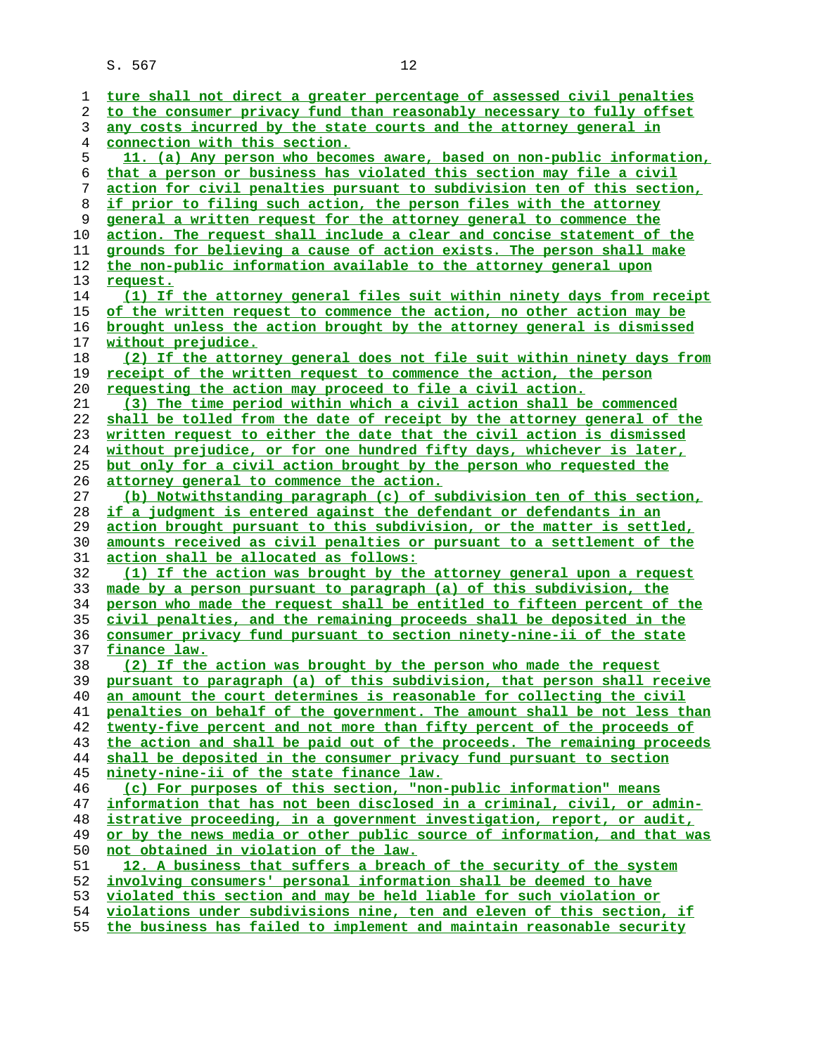ture shall not direct a greater percentage of assessed civil penalties to the consumer privacy fund than reasonably necessary to fully offset any costs incurred by the state courts and the attorney general in connection with this section.

11. (a) Any person who becomes aware, based on non-public information, that a person or business has violated this section may file a civil action for civil penalties pursuant to subdivision ten of this section, if prior to filing such action, the person files with the attorney general a written request for the attorney general to commence the action. The request shall include a clear and concise statement of the grounds for believing a cause of action exists. The person shall make the non-public information available to the attorney general upon request.

(1) If the attorney general files suit within ninety days from receipt of the written request to commence the action, no other action may be brought unless the action brought by the attorney general is dismissed without prejudice.

(2) If the attorney general does not file suit within ninety days from receipt of the written request to commence the action, the person requesting the action may proceed to file a civil action.

(3) The time period within which a civil action shall be commenced shall be tolled from the date of receipt by the attorney general of the written request to either the date that the civil action is dismissed without prejudice, or for one hundred fifty days, whichever is later, but only for a civil action brought by the person who requested the attorney general to commence the action.

(b) Notwithstanding paragraph (c) of subdivision ten of this section, if a judgment is entered against the defendant or defendants in an action brought pursuant to this subdivision, or the matter is settled, amounts received as civil penalties or pursuant to a settlement of the action shall be allocated as follows:

(1) If the action was brought by the attorney general upon a request made by a person pursuant to paragraph (a) of this subdivision, the person who made the request shall be entitled to fifteen percent of the civil penalties, and the remaining proceeds shall be deposited in the consumer privacy fund pursuant to section ninety-nine-ii of the state finance law.

(2) If the action was brought by the person who made the request pursuant to paragraph (a) of this subdivision, that person shall receive an amount the court determines is reasonable for collecting the civil penalties on behalf of the government. The amount shall be not less than twenty-five percent and not more than fifty percent of the proceeds of the action and shall be paid out of the proceeds. The remaining proceeds shall be deposited in the consumer privacy fund pursuant to section ninety-nine-ii of the state finance law.

(c) For purposes of this section, "non-public information" means information that has not been disclosed in a criminal, civil, or administrative proceeding, in a government investigation, report, or audit, or by the news media or other public source of information, and that was not obtained in violation of the law.

12. A business that suffers a breach of the security of the system involving consumers' personal information shall be deemed to have violated this section and may be held liable for such violation or violations under subdivisions nine, ten and eleven of this section, if the business has failed to implement and maintain reasonable security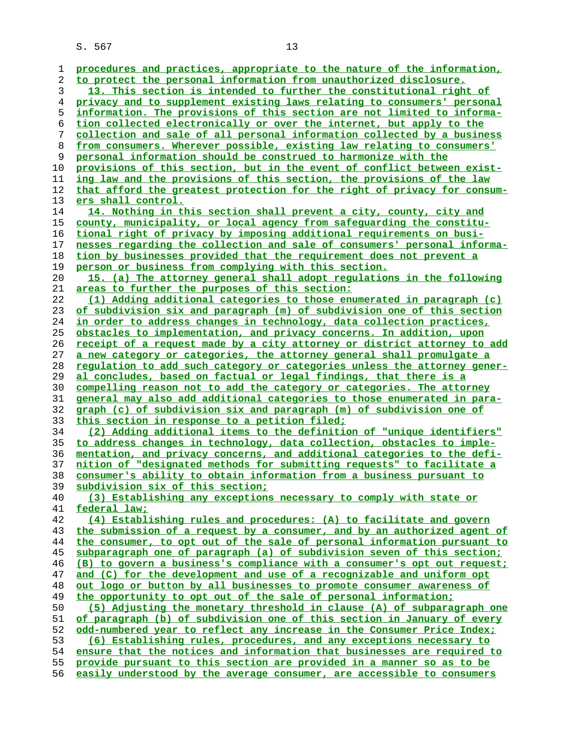procedures and practices, appropriate to the nature of the information, to protect the personal information from unauthorized disclosure.

13. This section is intended to further the constitutional right of privacy and to supplement existing laws relating to consumers' personal information. The provisions of this section are not limited to information collected electronically or over the internet, but apply to the collection and sale of all personal information collected by a business from consumers. Wherever possible, existing law relating to consumers' personal information should be construed to harmonize with the provisions of this section, but in the event of conflict between existing law and the provisions of this section, the provisions of the law that afford the greatest protection for the right of privacy for consumers shall control.

14. Nothing in this section shall prevent a city, county, city and county, municipality, or local agency from safeguarding the constitutional right of privacy by imposing additional requirements on businesses regarding the collection and sale of consumers' personal information by businesses provided that the requirement does not prevent a person or business from complying with this section.

15. (a) The attorney general shall adopt regulations in the following areas to further the purposes of this section:

(1) Adding additional categories to those enumerated in paragraph (c) of subdivision six and paragraph (m) of subdivision one of this section in order to address changes in technology, data collection practices, obstacles to implementation, and privacy concerns. In addition, upon receipt of a request made by a city attorney or district attorney to add a new category or categories, the attorney general shall promulgate a regulation to add such category or categories unless the attorney general concludes, based on factual or legal findings, that there is a compelling reason not to add the category or categories. The attorney general may also add additional categories to those enumerated in paragraph (c) of subdivision six and paragraph (m) of subdivision one of this section in response to a petition filed;

(2) Adding additional items to the definition of "unique identifiers" to address changes in technology, data collection, obstacles to implementation, and privacy concerns, and additional categories to the definition of "designated methods for submitting requests" to facilitate a consumer's ability to obtain information from a business pursuant to subdivision six of this section;

(3) Establishing any exceptions necessary to comply with state or federal law;

(4) Establishing rules and procedures: (A) to facilitate and govern the submission of a request by a consumer, and by an authorized agent of the consumer, to opt out of the sale of personal information pursuant to subparagraph one of paragraph (a) of subdivision seven of this section; (B) to govern a business's compliance with a consumer's opt out request; and (C) for the development and use of a recognizable and uniform opt out logo or button by all businesses to promote consumer awareness of the opportunity to opt out of the sale of personal information;

(5) Adjusting the monetary threshold in clause (A) of subparagraph one of paragraph (b) of subdivision one of this section in January of every odd-numbered year to reflect any increase in the Consumer Price Index;

(6) Establishing rules, procedures, and any exceptions necessary to ensure that the notices and information that businesses are required to provide pursuant to this section are provided in a manner so as to be easily understood by the average consumer, are accessible to consumers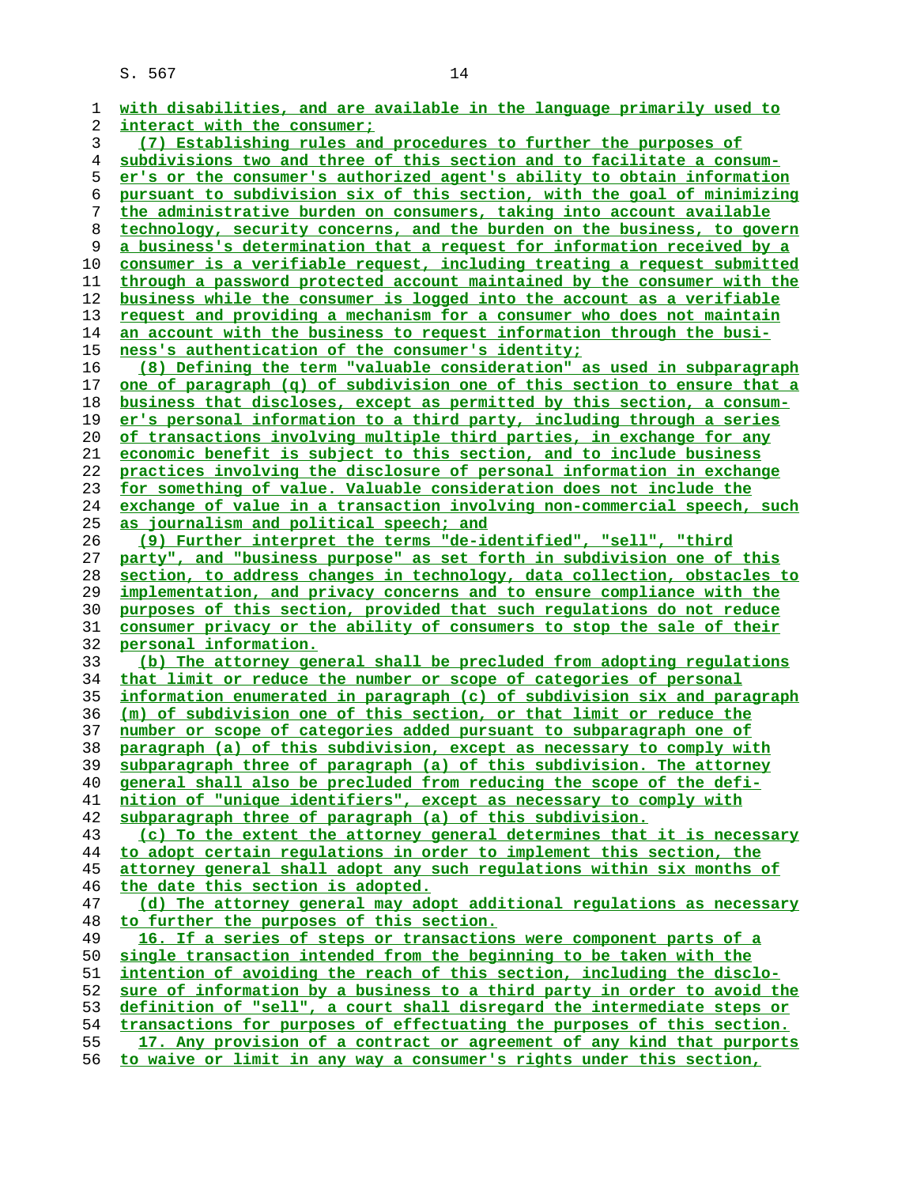with disabilities, and are available in the language primarily used to interact with the consumer;

(7) Establishing rules and procedures to further the purposes of subdivisions two and three of this section and to facilitate a consumer's or the consumer's authorized agent's ability to obtain information pursuant to subdivision six of this section, with the goal of minimizing the administrative burden on consumers, taking into account available technology, security concerns, and the burden on the business, to govern a business's determination that a request for information received by a consumer is a verifiable request, including treating a request submitted through a password protected account maintained by the consumer with the business while the consumer is logged into the account as a verifiable request and providing a mechanism for a consumer who does not maintain an account with the business to request information through the business's authentication of the consumer's identity;

(8) Defining the term "valuable consideration" as used in subparagraph one of paragraph (q) of subdivision one of this section to ensure that a business that discloses, except as permitted by this section, a consumer's personal information to a third party, including through a series of transactions involving multiple third parties, in exchange for any economic benefit is subject to this section, and to include business practices involving the disclosure of personal information in exchange for something of value. Valuable consideration does not include the exchange of value in a transaction involving non-commercial speech, such as journalism and political speech; and

(9) Further interpret the terms "de-identified", "sell", "third party", and "business purpose" as set forth in subdivision one of this section, to address changes in technology, data collection, obstacles to implementation, and privacy concerns and to ensure compliance with the purposes of this section, provided that such regulations do not reduce consumer privacy or the ability of consumers to stop the sale of their personal information.

(b) The attorney general shall be precluded from adopting regulations that limit or reduce the number or scope of categories of personal information enumerated in paragraph (c) of subdivision six and paragraph (m) of subdivision one of this section, or that limit or reduce the number or scope of categories added pursuant to subparagraph one of paragraph (a) of this subdivision, except as necessary to comply with subparagraph three of paragraph (a) of this subdivision. The attorney general shall also be precluded from reducing the scope of the definition of "unique identifiers", except as necessary to comply with subparagraph three of paragraph (a) of this subdivision.

(c) To the extent the attorney general determines that it is necessary to adopt certain regulations in order to implement this section, the attorney general shall adopt any such regulations within six months of the date this section is adopted.

(d) The attorney general may adopt additional regulations as necessary to further the purposes of this section.

16. If a series of steps or transactions were component parts of a single transaction intended from the beginning to be taken with the intention of avoiding the reach of this section, including the disclosure of information by a business to a third party in order to avoid the definition of "sell", a court shall disregard the intermediate steps or transactions for purposes of effectuating the purposes of this section.

17. Any provision of a contract or agreement of any kind that purports to waive or limit in any way a consumer's rights under this section,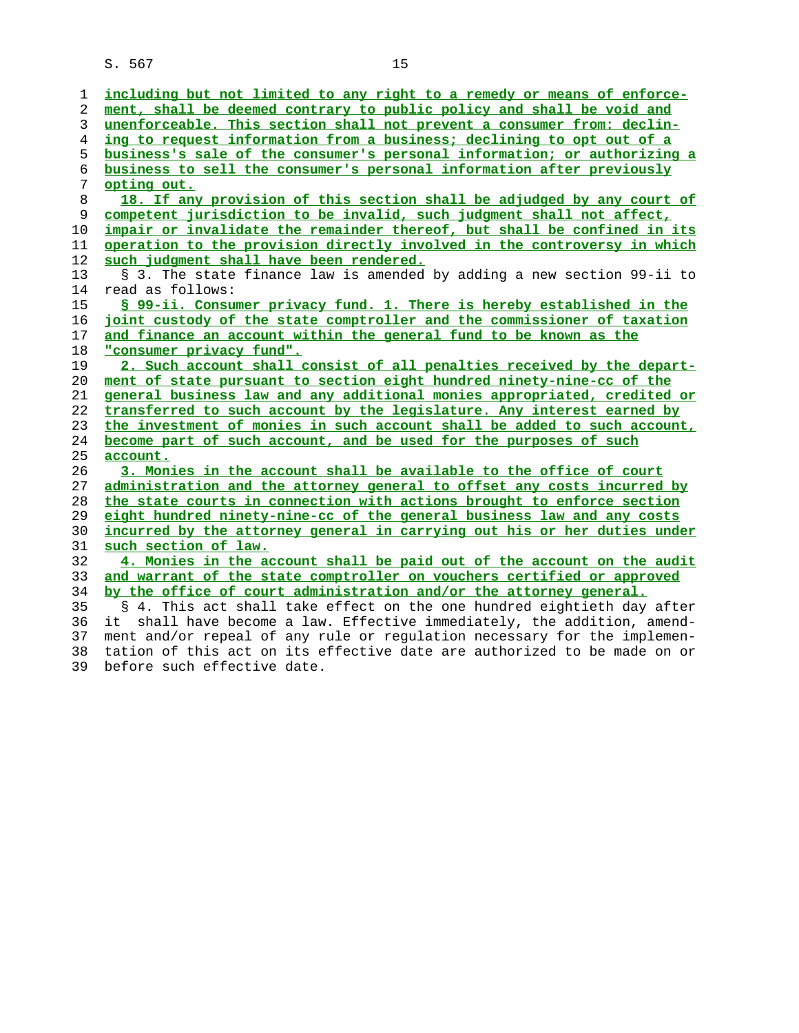including but not limited to any right to a remedy or means of enforcement, shall be deemed contrary to public policy and shall be void and unenforceable. This section shall not prevent a consumer from: declining to request information from a business; declining to opt out of a business's sale of the consumer's personal information; or authorizing a business to sell the consumer's personal information after previously opting out.

18. If any provision of this section shall be adjudged by any court of competent jurisdiction to be invalid, such judgment shall not affect, impair or invalidate the remainder thereof, but shall be confined in its operation to the provision directly involved in the controversy in which such judgment shall have been rendered.

§ 3. The state finance law is amended by adding a new section 99-ii to read as follows:

§ 99-ii. Consumer privacy fund. 1. There is hereby established in the joint custody of the state comptroller and the commissioner of taxation and finance an account within the general fund to be known as the "consumer privacy fund".

2. Such account shall consist of all penalties received by the department of state pursuant to section eight hundred ninety-nine-cc of the general business law and any additional monies appropriated, credited or transferred to such account by the legislature. Any interest earned by the investment of monies in such account shall be added to such account, become part of such account, and be used for the purposes of such account.

3. Monies in the account shall be available to the office of court administration and the attorney general to offset any costs incurred by the state courts in connection with actions brought to enforce section eight hundred ninety-nine-cc of the general business law and any costs incurred by the attorney general in carrying out his or her duties under such section of law.

4. Monies in the account shall be paid out of the account on the audit and warrant of the state comptroller on vouchers certified or approved by the office of court administration and/or the attorney general.

§ 4. This act shall take effect on the one hundred eightieth day after it shall have become a law. Effective immediately, the addition, amendment and/or repeal of any rule or regulation necessary for the implementation of this act on its effective date are authorized to be made on or before such effective date.